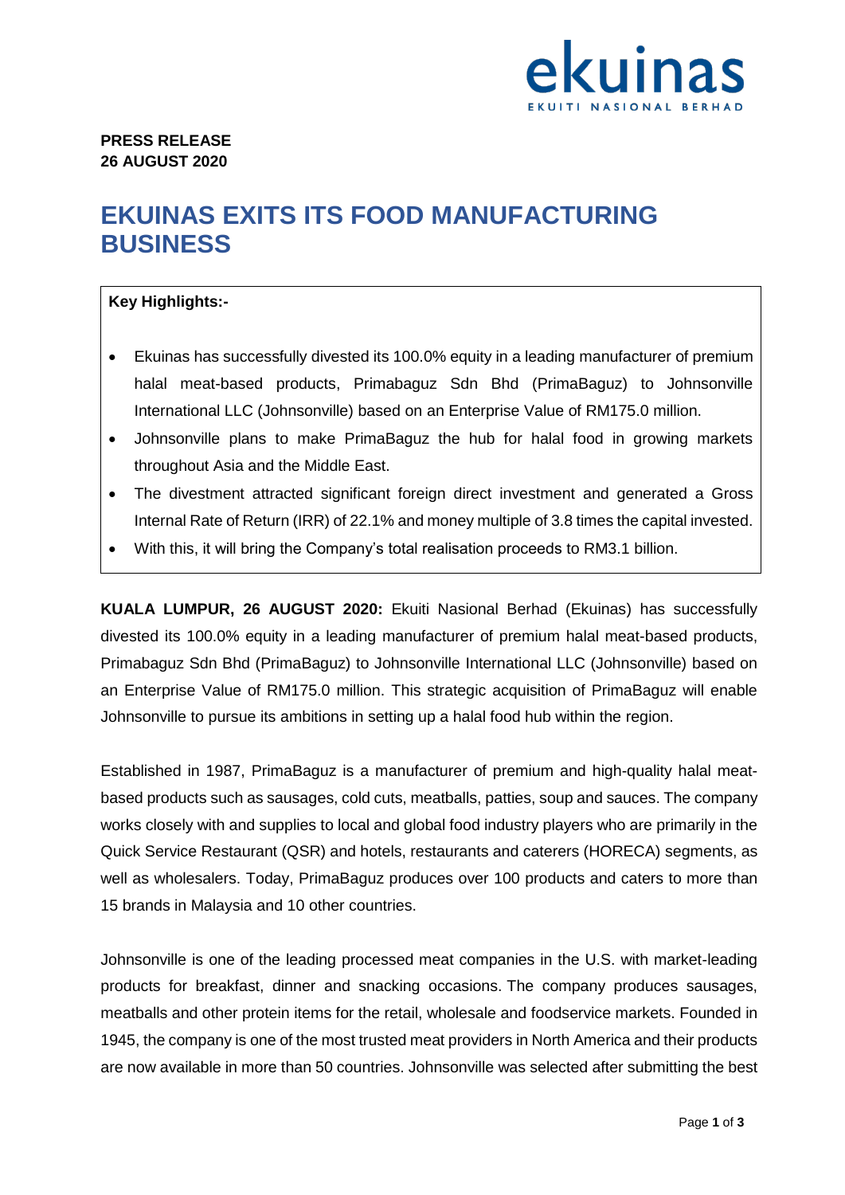**PRESS RELEASE**
**26 AUGUST 2020**

# EKUINAS EXITS ITS FOOD MANUFACTURING BUSINESS

**Key Highlights:-**

- Ekuinas has successfully divested its 100.0% equity in a leading manufacturer of premium halal meat-based products, Primabaguz Sdn Bhd (PrimaBaguz) to Johnsonville International LLC (Johnsonville) based on an Enterprise Value of RM175.0 million.
- Johnsonville plans to make PrimaBaguz the hub for halal food in growing markets throughout Asia and the Middle East.
- The divestment attracted significant foreign direct investment and generated a Gross Internal Rate of Return (IRR) of 22.1% and money multiple of 3.8 times the capital invested.
- With this, it will bring the Company's total realisation proceeds to RM3.1 billion.

**KUALA LUMPUR, 26 AUGUST 2020:** Ekuiti Nasional Berhad (Ekuinas) has successfully divested its 100.0% equity in a leading manufacturer of premium halal meat-based products, Primabaguz Sdn Bhd (PrimaBaguz) to Johnsonville International LLC (Johnsonville) based on an Enterprise Value of RM175.0 million. This strategic acquisition of PrimaBaguz will enable Johnsonville to pursue its ambitions in setting up a halal food hub within the region.

Established in 1987, PrimaBaguz is a manufacturer of premium and high-quality halal meat-based products such as sausages, cold cuts, meatballs, patties, soup and sauces. The company works closely with and supplies to local and global food industry players who are primarily in the Quick Service Restaurant (QSR) and hotels, restaurants and caterers (HORECA) segments, as well as wholesalers. Today, PrimaBaguz produces over 100 products and caters to more than 15 brands in Malaysia and 10 other countries.

Johnsonville is one of the leading processed meat companies in the U.S. with market-leading products for breakfast, dinner and snacking occasions. The company produces sausages, meatballs and other protein items for the retail, wholesale and foodservice markets. Founded in 1945, the company is one of the most trusted meat providers in North America and their products are now available in more than 50 countries. Johnsonville was selected after submitting the best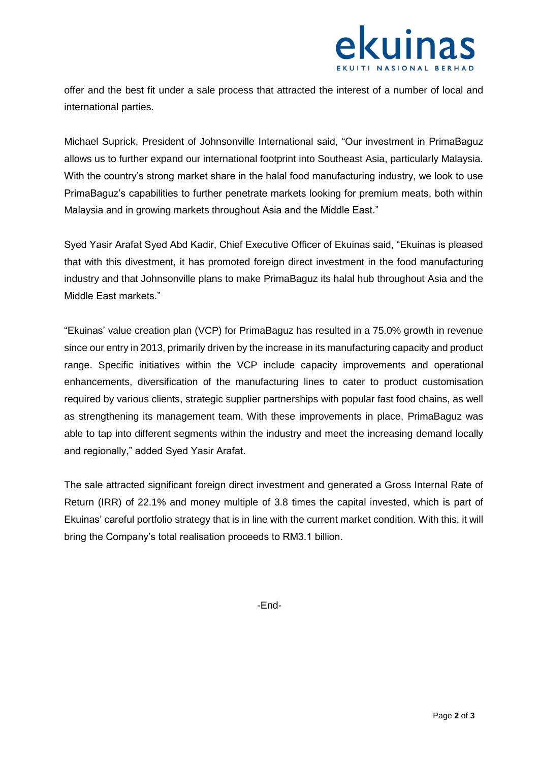offer and the best fit under a sale process that attracted the interest of a number of local and international parties.

Michael Suprick, President of Johnsonville International said, "Our investment in PrimaBaguz allows us to further expand our international footprint into Southeast Asia, particularly Malaysia. With the country's strong market share in the halal food manufacturing industry, we look to use PrimaBaguz's capabilities to further penetrate markets looking for premium meats, both within Malaysia and in growing markets throughout Asia and the Middle East."

Syed Yasir Arafat Syed Abd Kadir, Chief Executive Officer of Ekuinas said, "Ekuinas is pleased that with this divestment, it has promoted foreign direct investment in the food manufacturing industry and that Johnsonville plans to make PrimaBaguz its halal hub throughout Asia and the Middle East markets."

"Ekuinas' value creation plan (VCP) for PrimaBaguz has resulted in a 75.0% growth in revenue since our entry in 2013, primarily driven by the increase in its manufacturing capacity and product range. Specific initiatives within the VCP include capacity improvements and operational enhancements, diversification of the manufacturing lines to cater to product customisation required by various clients, strategic supplier partnerships with popular fast food chains, as well as strengthening its management team. With these improvements in place, PrimaBaguz was able to tap into different segments within the industry and meet the increasing demand locally and regionally," added Syed Yasir Arafat.

The sale attracted significant foreign direct investment and generated a Gross Internal Rate of Return (IRR) of 22.1% and money multiple of 3.8 times the capital invested, which is part of Ekuinas' careful portfolio strategy that is in line with the current market condition. With this, it will bring the Company's total realisation proceeds to RM3.1 billion.

-End-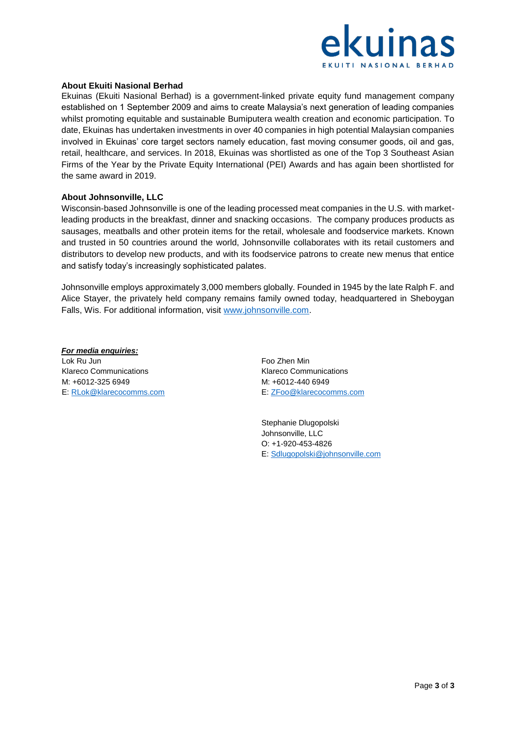### About Ekuiti Nasional Berhad

Ekuinas (Ekuiti Nasional Berhad) is a government-linked private equity fund management company established on 1 September 2009 and aims to create Malaysia's next generation of leading companies whilst promoting equitable and sustainable Bumiputera wealth creation and economic participation. To date, Ekuinas has undertaken investments in over 40 companies in high potential Malaysian companies involved in Ekuinas' core target sectors namely education, fast moving consumer goods, oil and gas, retail, healthcare, and services. In 2018, Ekuinas was shortlisted as one of the Top 3 Southeast Asian Firms of the Year by the Private Equity International (PEI) Awards and has again been shortlisted for the same award in 2019.

### About Johnsonville, LLC

Wisconsin-based Johnsonville is one of the leading processed meat companies in the U.S. with market-leading products in the breakfast, dinner and snacking occasions. The company produces products as sausages, meatballs and other protein items for the retail, wholesale and foodservice markets. Known and trusted in 50 countries around the world, Johnsonville collaborates with its retail customers and distributors to develop new products, and with its foodservice patrons to create new menus that entice and satisfy today's increasingly sophisticated palates.

Johnsonville employs approximately 3,000 members globally. Founded in 1945 by the late Ralph F. and Alice Stayer, the privately held company remains family owned today, headquartered in Sheboygan Falls, Wis. For additional information, visit www.johnsonville.com.

***For media enquiries:***

Lok Ru Jun
Klareco Communications
M: +6012-325 6949
E: RLok@klarecocomms.com

Foo Zhen Min
Klareco Communications
M: +6012-440 6949
E: ZFoo@klarecocomms.com

Stephanie Dlugopolski
Johnsonville, LLC
O: +1-920-453-4826
E: Sdlugopolski@johnsonville.com